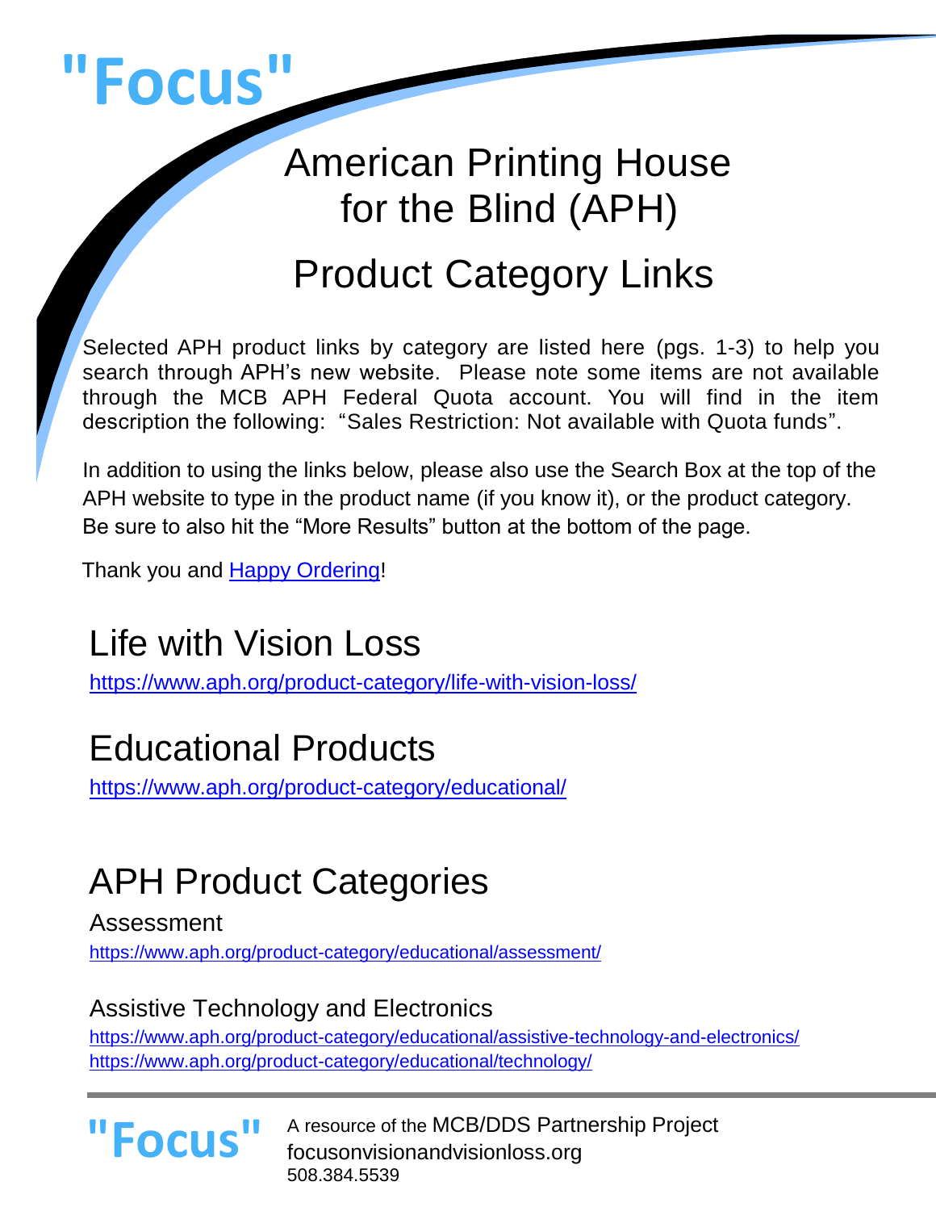# "Focus"

# American Printing House for the Blind (APH)

# Product Category Links

Selected APH product links by category are listed here (pgs. 1-3) to help you search through APH's new website. Please note some items are not available through the MCB APH Federal Quota account. You will find in the item description the following: "Sales Restriction: Not available with Quota funds".

In addition to using the links below, please also use the Search Box at the top of the APH website to type in the product name (if you know it), or the product category. Be sure to also hit the "More Results" button at the bottom of the page.

Thank you and Happy Ordering!

## Life with Vision Loss

https://www.aph.org/product-category/life-with-vision-loss/

## Educational Products

https://www.aph.org/product-category/educational/

## APH Product Categories

### Assessment

https://www.aph.org/product-category/educational/assessment/

### Assistive Technology and Electronics

https://www.aph.org/product-category/educational/assistive-technology-and-electronics/
https://www.aph.org/product-category/educational/technology/

"Focus" A resource of the MCB/DDS Partnership Project
focusonvisionandvisionloss.org
508.384.5539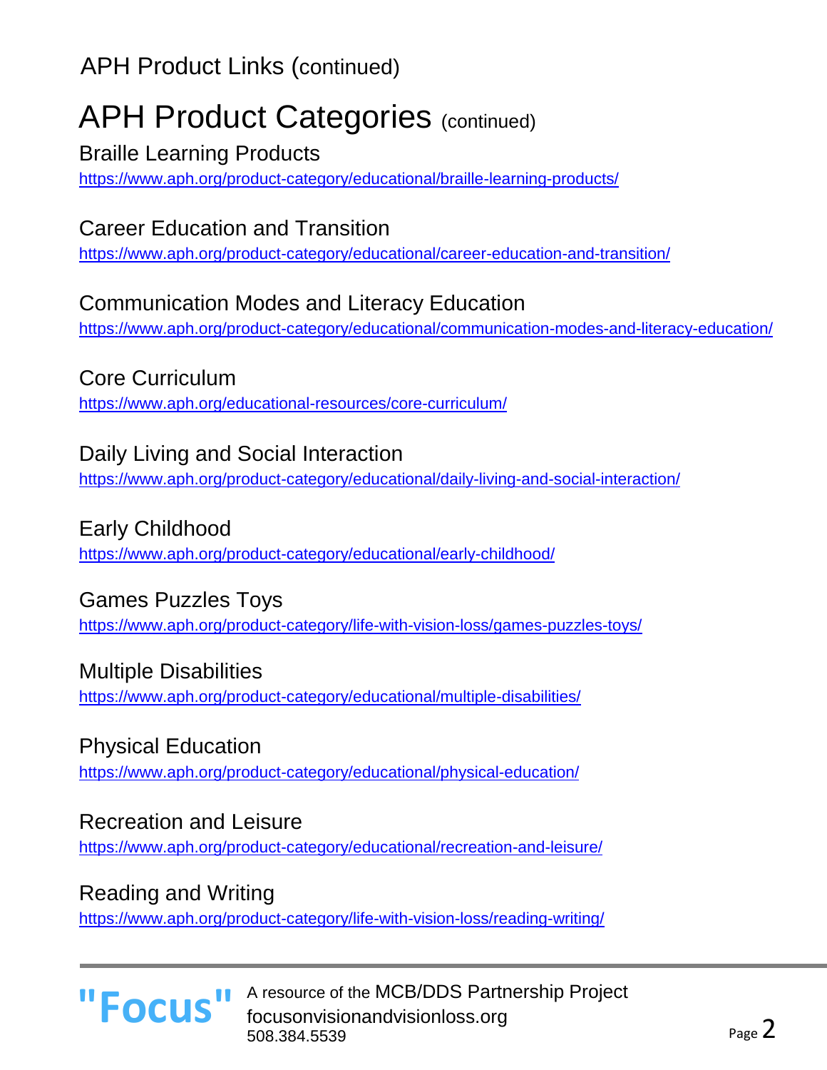APH Product Links (continued)

# APH Product Categories (continued)

Braille Learning Products
https://www.aph.org/product-category/educational/braille-learning-products/

Career Education and Transition
https://www.aph.org/product-category/educational/career-education-and-transition/

Communication Modes and Literacy Education
https://www.aph.org/product-category/educational/communication-modes-and-literacy-education/

Core Curriculum
https://www.aph.org/educational-resources/core-curriculum/

Daily Living and Social Interaction
https://www.aph.org/product-category/educational/daily-living-and-social-interaction/

Early Childhood
https://www.aph.org/product-category/educational/early-childhood/

Games Puzzles Toys
https://www.aph.org/product-category/life-with-vision-loss/games-puzzles-toys/

Multiple Disabilities
https://www.aph.org/product-category/educational/multiple-disabilities/

Physical Education
https://www.aph.org/product-category/educational/physical-education/

Recreation and Leisure
https://www.aph.org/product-category/educational/recreation-and-leisure/

Reading and Writing
https://www.aph.org/product-category/life-with-vision-loss/reading-writing/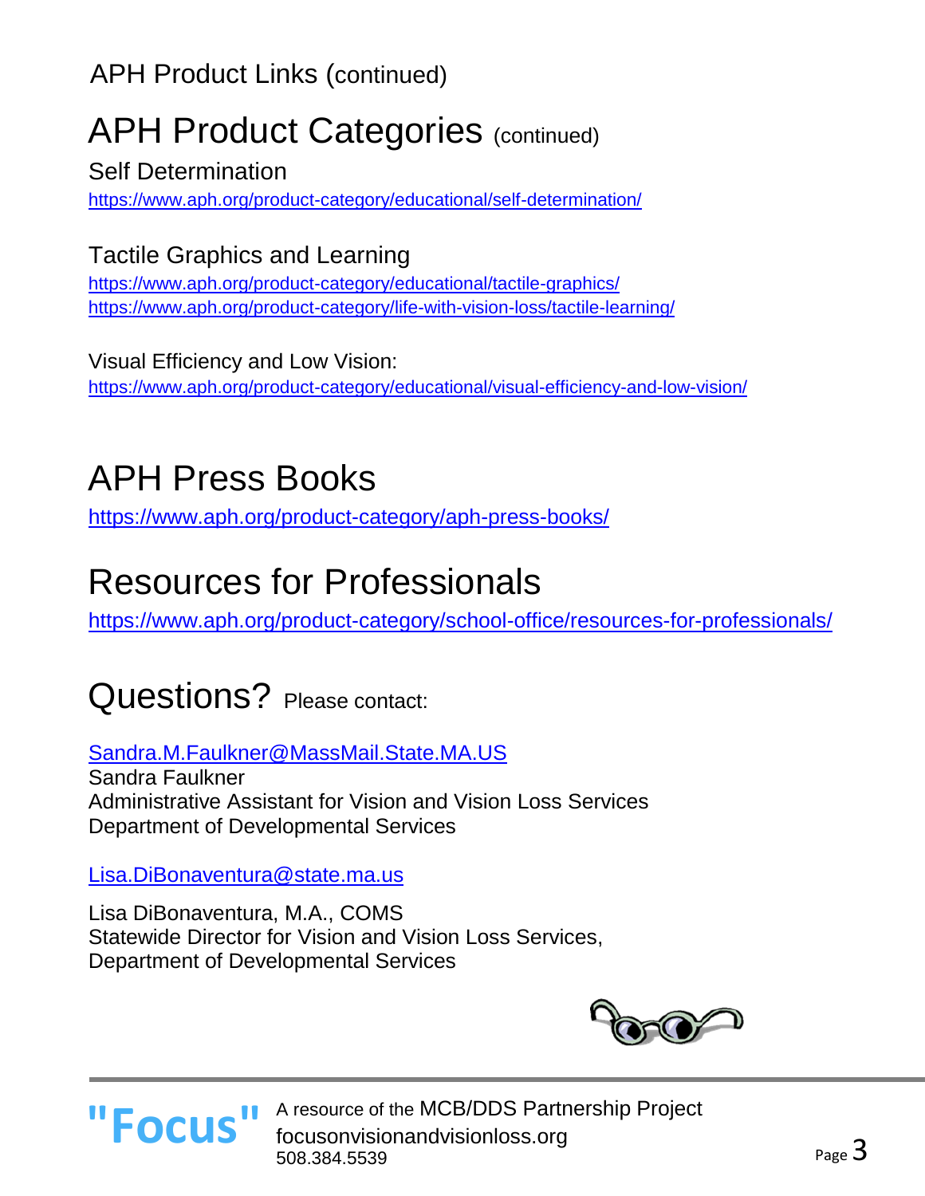APH Product Links (continued)

# APH Product Categories (continued)

Self Determination
https://www.aph.org/product-category/educational/self-determination/

Tactile Graphics and Learning
https://www.aph.org/product-category/educational/tactile-graphics/
https://www.aph.org/product-category/life-with-vision-loss/tactile-learning/

Visual Efficiency and Low Vision:
https://www.aph.org/product-category/educational/visual-efficiency-and-low-vision/

# APH Press Books

https://www.aph.org/product-category/aph-press-books/

# Resources for Professionals

https://www.aph.org/product-category/school-office/resources-for-professionals/

# Questions? Please contact:

Sandra.M.Faulkner@MassMail.State.MA.US
Sandra Faulkner
Administrative Assistant for Vision and Vision Loss Services
Department of Developmental Services

Lisa.DiBonaventura@state.ma.us

Lisa DiBonaventura, M.A., COMS
Statewide Director for Vision and Vision Loss Services,
Department of Developmental Services

"Focus" A resource of the MCB/DDS Partnership Project
focusonvisionandvisionloss.org
508.384.5539